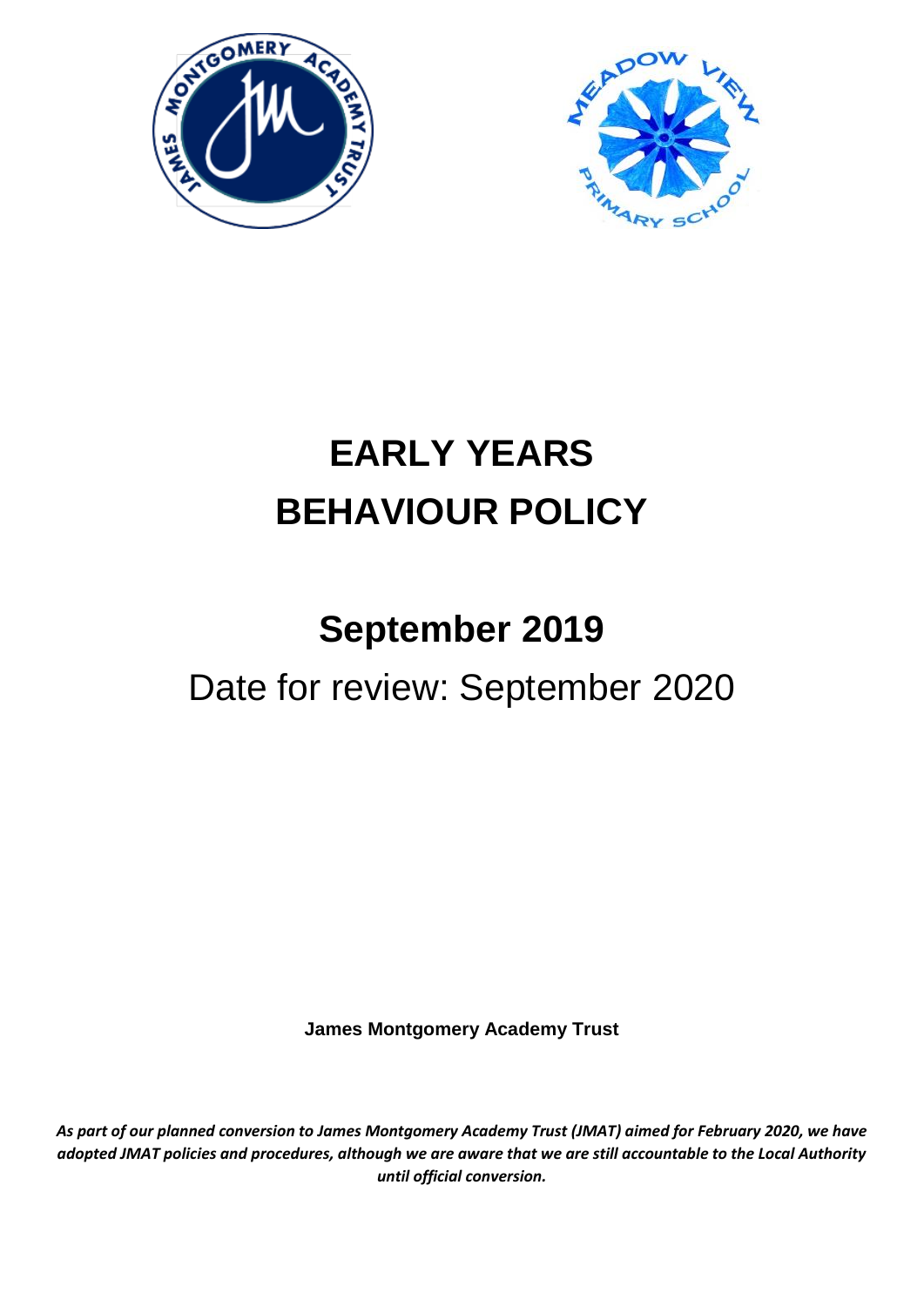# EARLY YEARS BEHAVIOUR POLICY

## September 2019

Date for review: September 2020

**James Montgomery Academy Trust**

***As part of our planned conversion to James Montgomery Academy Trust (JMAT) aimed for February 2020, we have adopted JMAT policies and procedures, although we are aware that we are still accountable to the Local Authority until official conversion.***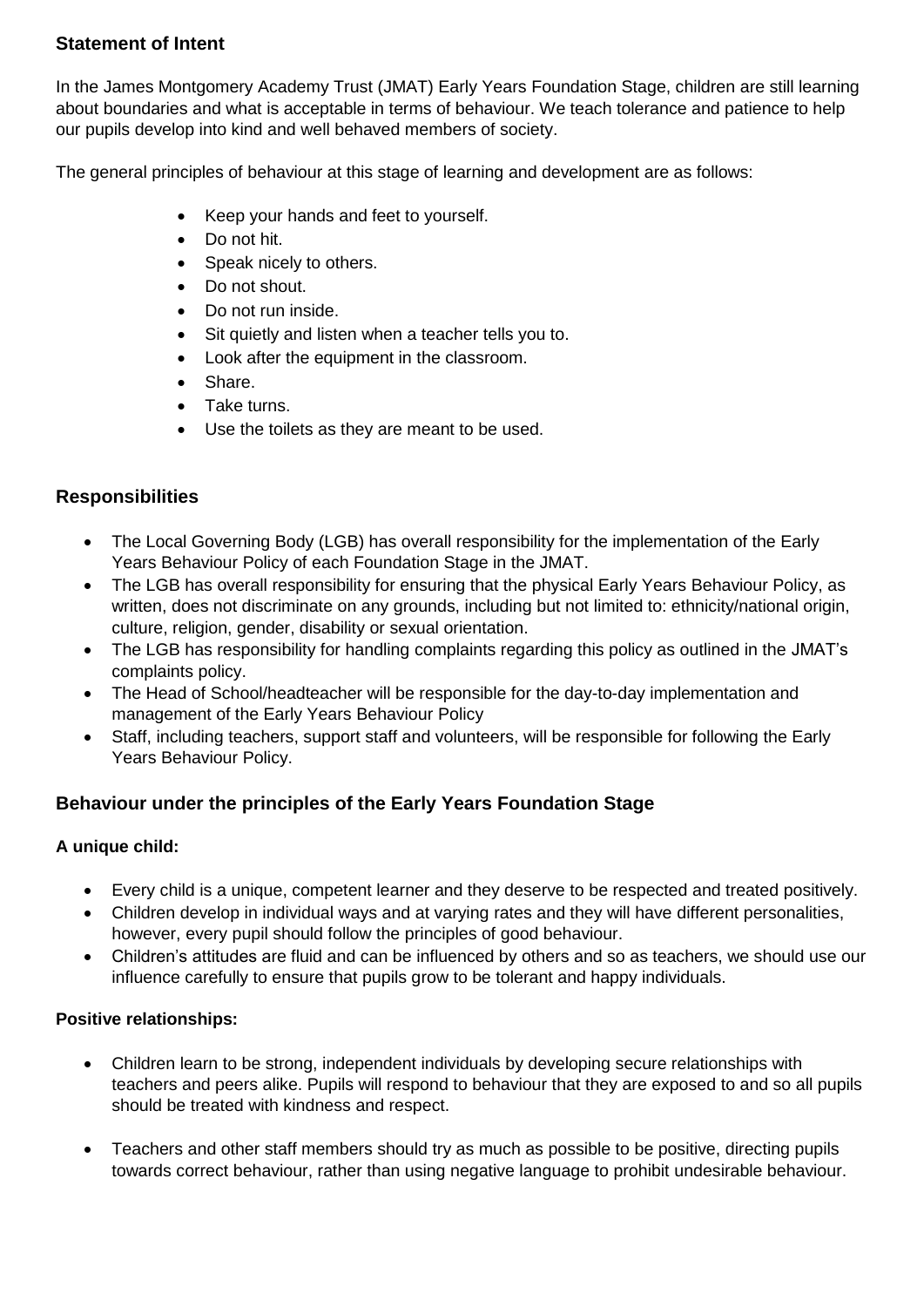## Statement of Intent

In the James Montgomery Academy Trust (JMAT) Early Years Foundation Stage, children are still learning about boundaries and what is acceptable in terms of behaviour. We teach tolerance and patience to help our pupils develop into kind and well behaved members of society.

The general principles of behaviour at this stage of learning and development are as follows:

- Keep your hands and feet to yourself.
- Do not hit.
- Speak nicely to others.
- Do not shout.
- Do not run inside.
- Sit quietly and listen when a teacher tells you to.
- Look after the equipment in the classroom.
- Share.
- Take turns.
- Use the toilets as they are meant to be used.

## Responsibilities

- The Local Governing Body (LGB) has overall responsibility for the implementation of the Early Years Behaviour Policy of each Foundation Stage in the JMAT.
- The LGB has overall responsibility for ensuring that the physical Early Years Behaviour Policy, as written, does not discriminate on any grounds, including but not limited to: ethnicity/national origin, culture, religion, gender, disability or sexual orientation.
- The LGB has responsibility for handling complaints regarding this policy as outlined in the JMAT's complaints policy.
- The Head of School/headteacher will be responsible for the day-to-day implementation and management of the Early Years Behaviour Policy
- Staff, including teachers, support staff and volunteers, will be responsible for following the Early Years Behaviour Policy.

## Behaviour under the principles of the Early Years Foundation Stage

### A unique child:

- Every child is a unique, competent learner and they deserve to be respected and treated positively.
- Children develop in individual ways and at varying rates and they will have different personalities, however, every pupil should follow the principles of good behaviour.
- Children's attitudes are fluid and can be influenced by others and so as teachers, we should use our influence carefully to ensure that pupils grow to be tolerant and happy individuals.

### Positive relationships:

- Children learn to be strong, independent individuals by developing secure relationships with teachers and peers alike. Pupils will respond to behaviour that they are exposed to and so all pupils should be treated with kindness and respect.
- Teachers and other staff members should try as much as possible to be positive, directing pupils towards correct behaviour, rather than using negative language to prohibit undesirable behaviour.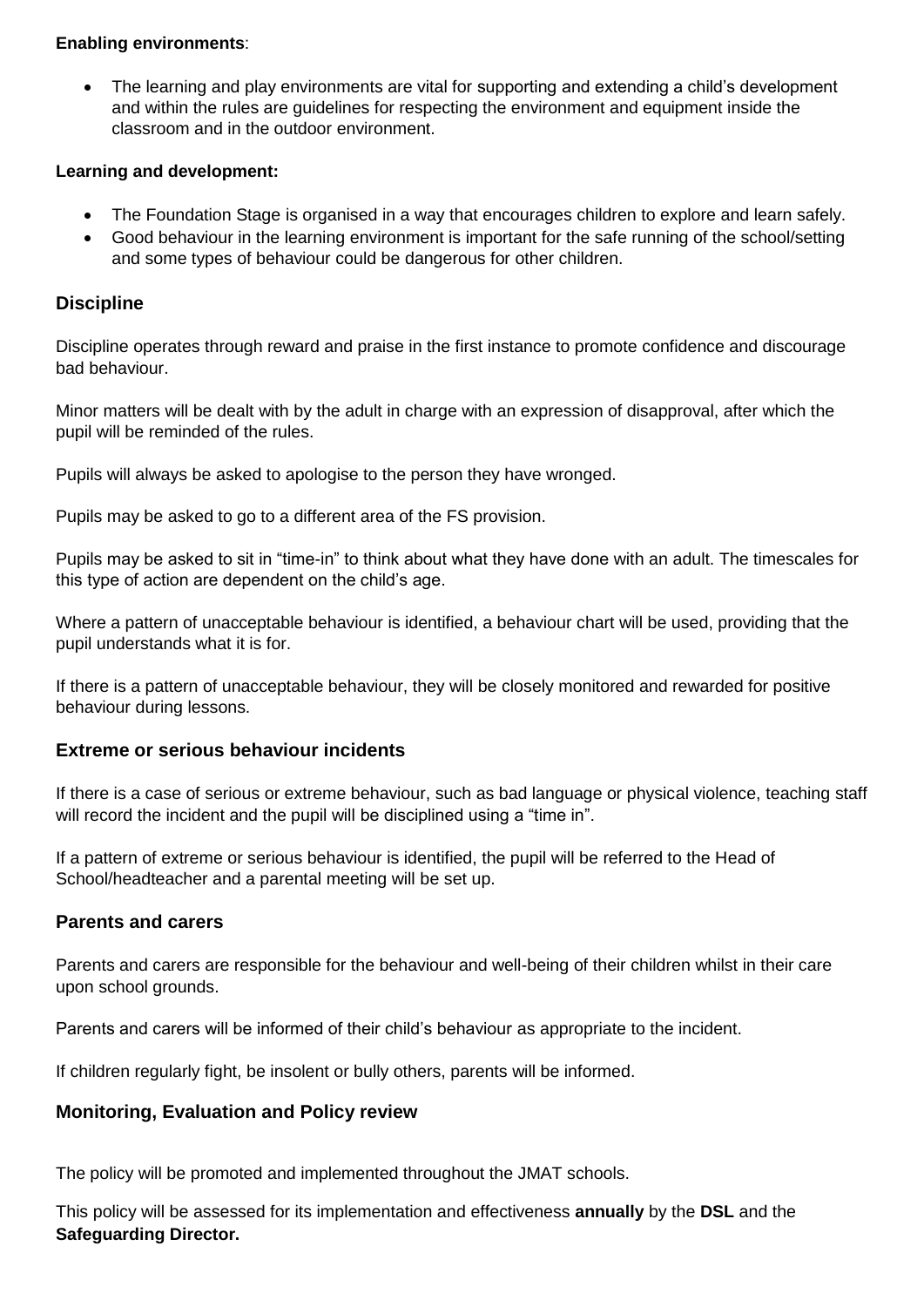**Enabling environments**:

- The learning and play environments are vital for supporting and extending a child's development and within the rules are guidelines for respecting the environment and equipment inside the classroom and in the outdoor environment.

**Learning and development:**

- The Foundation Stage is organised in a way that encourages children to explore and learn safely.
- Good behaviour in the learning environment is important for the safe running of the school/setting and some types of behaviour could be dangerous for other children.

## Discipline

Discipline operates through reward and praise in the first instance to promote confidence and discourage bad behaviour.

Minor matters will be dealt with by the adult in charge with an expression of disapproval, after which the pupil will be reminded of the rules.

Pupils will always be asked to apologise to the person they have wronged.

Pupils may be asked to go to a different area of the FS provision.

Pupils may be asked to sit in "time-in" to think about what they have done with an adult. The timescales for this type of action are dependent on the child's age.

Where a pattern of unacceptable behaviour is identified, a behaviour chart will be used, providing that the pupil understands what it is for.

If there is a pattern of unacceptable behaviour, they will be closely monitored and rewarded for positive behaviour during lessons.

## Extreme or serious behaviour incidents

If there is a case of serious or extreme behaviour, such as bad language or physical violence, teaching staff will record the incident and the pupil will be disciplined using a "time in".

If a pattern of extreme or serious behaviour is identified, the pupil will be referred to the Head of School/headteacher and a parental meeting will be set up.

## Parents and carers

Parents and carers are responsible for the behaviour and well-being of their children whilst in their care upon school grounds.

Parents and carers will be informed of their child's behaviour as appropriate to the incident.

If children regularly fight, be insolent or bully others, parents will be informed.

## Monitoring, Evaluation and Policy review

The policy will be promoted and implemented throughout the JMAT schools.

This policy will be assessed for its implementation and effectiveness **annually** by the **DSL** and the **Safeguarding Director.**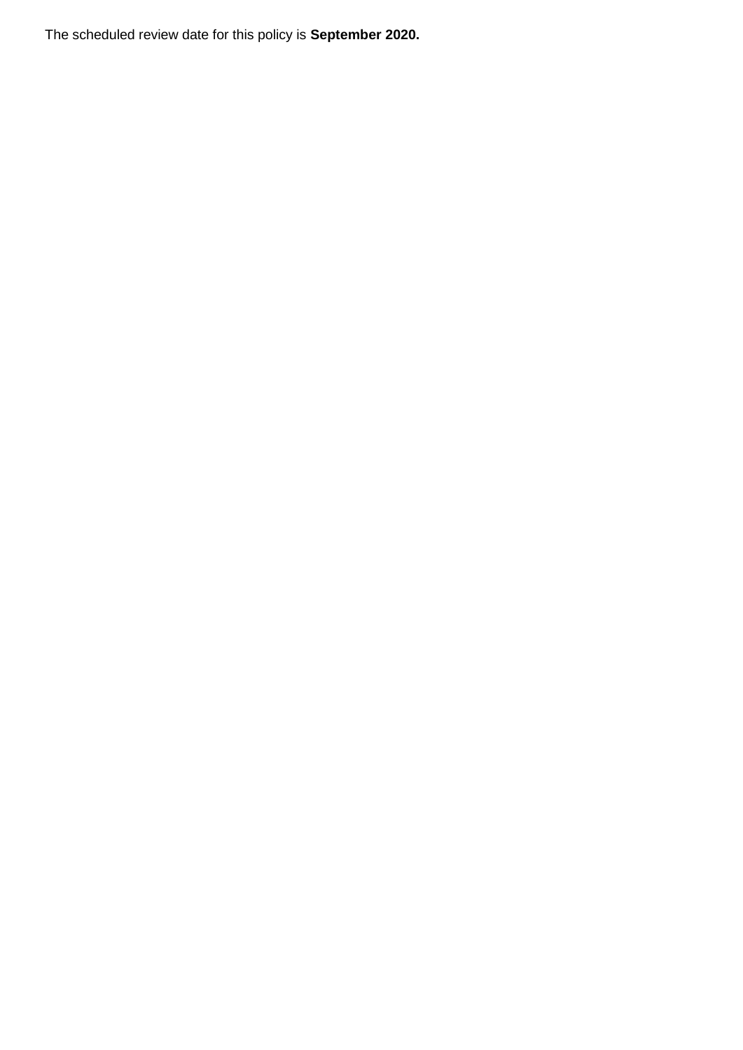The scheduled review date for this policy is **September 2020.**